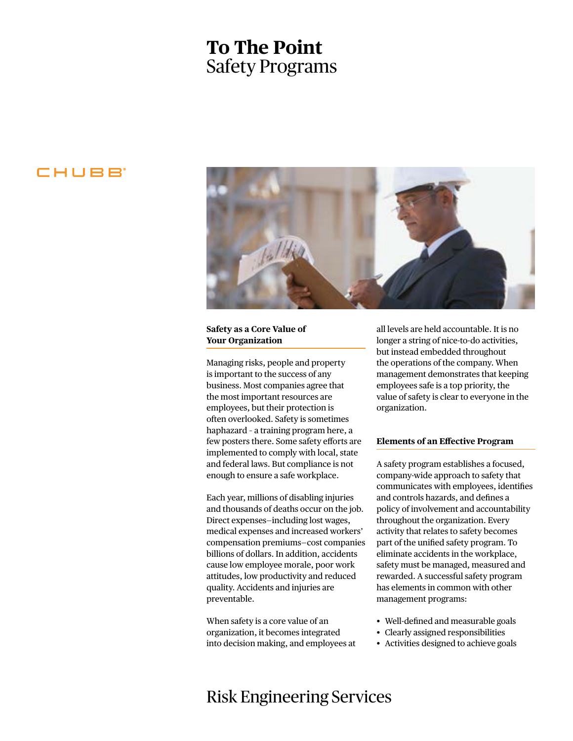# To The Point
## Safety Programs

CHUBB

### Safety as a Core Value of Your Organization

Managing risks, people and property is important to the success of any business. Most companies agree that the most important resources are employees, but their protection is often overlooked. Safety is sometimes haphazard - a training program here, a few posters there. Some safety efforts are implemented to comply with local, state and federal laws. But compliance is not enough to ensure a safe workplace.

Each year, millions of disabling injuries and thousands of deaths occur on the job. Direct expenses—including lost wages, medical expenses and increased workers' compensation premiums—cost companies billions of dollars. In addition, accidents cause low employee morale, poor work attitudes, low productivity and reduced quality. Accidents and injuries are preventable.

When safety is a core value of an organization, it becomes integrated into decision making, and employees at all levels are held accountable. It is no longer a string of nice-to-do activities, but instead embedded throughout the operations of the company. When management demonstrates that keeping employees safe is a top priority, the value of safety is clear to everyone in the organization.

### Elements of an Effective Program

A safety program establishes a focused, company-wide approach to safety that communicates with employees, identifies and controls hazards, and defines a policy of involvement and accountability throughout the organization. Every activity that relates to safety becomes part of the unified safety program. To eliminate accidents in the workplace, safety must be managed, measured and rewarded. A successful safety program has elements in common with other management programs:

- Well-defined and measurable goals
- Clearly assigned responsibilities
- Activities designed to achieve goals

Risk Engineering Services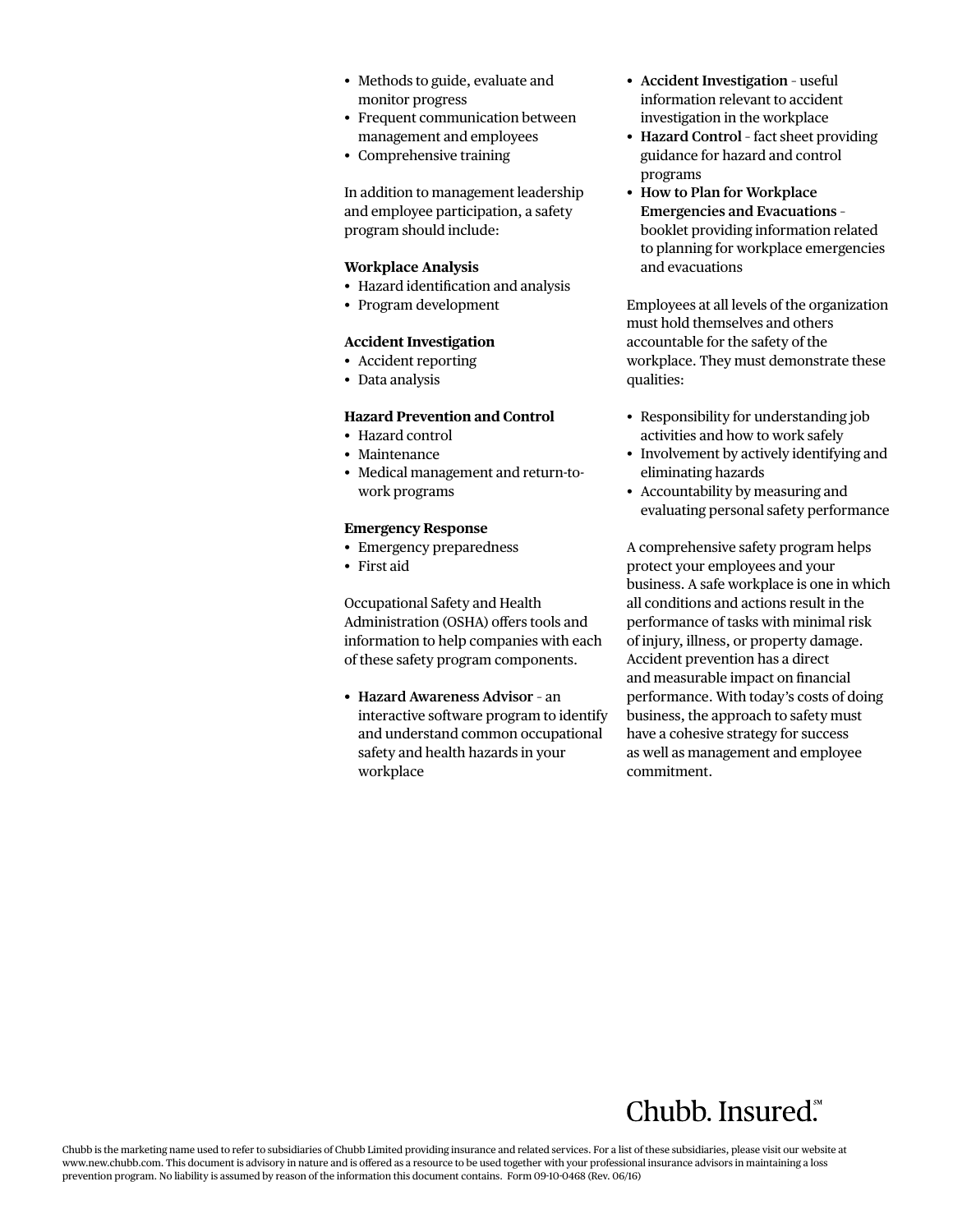- Methods to guide, evaluate and monitor progress
- Frequent communication between management and employees
- Comprehensive training

In addition to management leadership and employee participation, a safety program should include:

**Workplace Analysis**

- Hazard identification and analysis
- Program development

**Accident Investigation**

- Accident reporting
- Data analysis

**Hazard Prevention and Control**

- Hazard control
- Maintenance
- Medical management and return-to-work programs

**Emergency Response**

- Emergency preparedness
- First aid

Occupational Safety and Health Administration (OSHA) offers tools and information to help companies with each of these safety program components.

- **Hazard Awareness Advisor** – an interactive software program to identify and understand common occupational safety and health hazards in your workplace
- **Accident Investigation** – useful information relevant to accident investigation in the workplace
- **Hazard Control** – fact sheet providing guidance for hazard and control programs
- **How to Plan for Workplace Emergencies and Evacuations** – booklet providing information related to planning for workplace emergencies and evacuations

Employees at all levels of the organization must hold themselves and others accountable for the safety of the workplace. They must demonstrate these qualities:

- Responsibility for understanding job activities and how to work safely
- Involvement by actively identifying and eliminating hazards
- Accountability by measuring and evaluating personal safety performance

A comprehensive safety program helps protect your employees and your business. A safe workplace is one in which all conditions and actions result in the performance of tasks with minimal risk of injury, illness, or property damage. Accident prevention has a direct and measurable impact on financial performance. With today's costs of doing business, the approach to safety must have a cohesive strategy for success as well as management and employee commitment.

Chubb. Insured.℠

Chubb is the marketing name used to refer to subsidiaries of Chubb Limited providing insurance and related services. For a list of these subsidiaries, please visit our website at www.new.chubb.com. This document is advisory in nature and is offered as a resource to be used together with your professional insurance advisors in maintaining a loss prevention program. No liability is assumed by reason of the information this document contains. Form 09-10-0468 (Rev. 06/16)